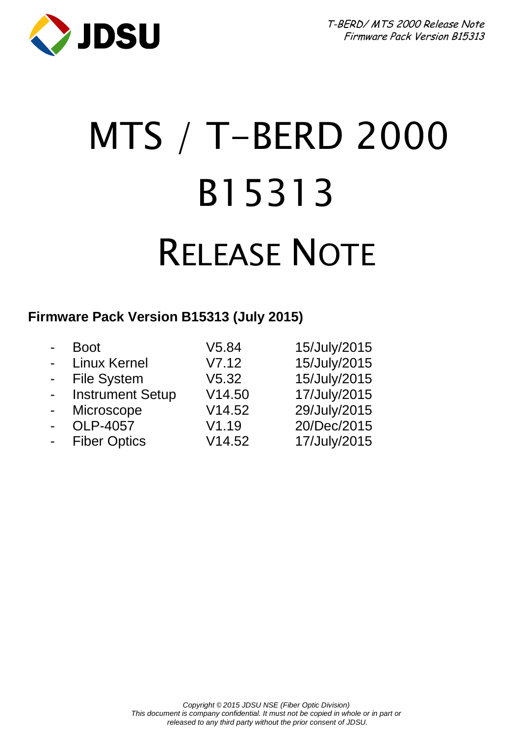# MTS / T-BERD 2000

# B15313

# RELEASE NOTE

**Firmware Pack Version B15313 (July 2015)**

| - | Boot | V5.84 | 15/July/2015 |
|---|---|---|---|
| - | Linux Kernel | V7.12 | 15/July/2015 |
| - | File System | V5.32 | 15/July/2015 |
| - | Instrument Setup | V14.50 | 17/July/2015 |
| - | Microscope | V14.52 | 29/July/2015 |
| - | OLP-4057 | V1.19 | 20/Dec/2015 |
| - | Fiber Optics | V14.52 | 17/July/2015 |

*Copyright © 2015 JDSU NSE (Fiber Optic Division)*
*This document is company confidential. It must not be copied in whole or in part or released to any third party without the prior consent of JDSU.*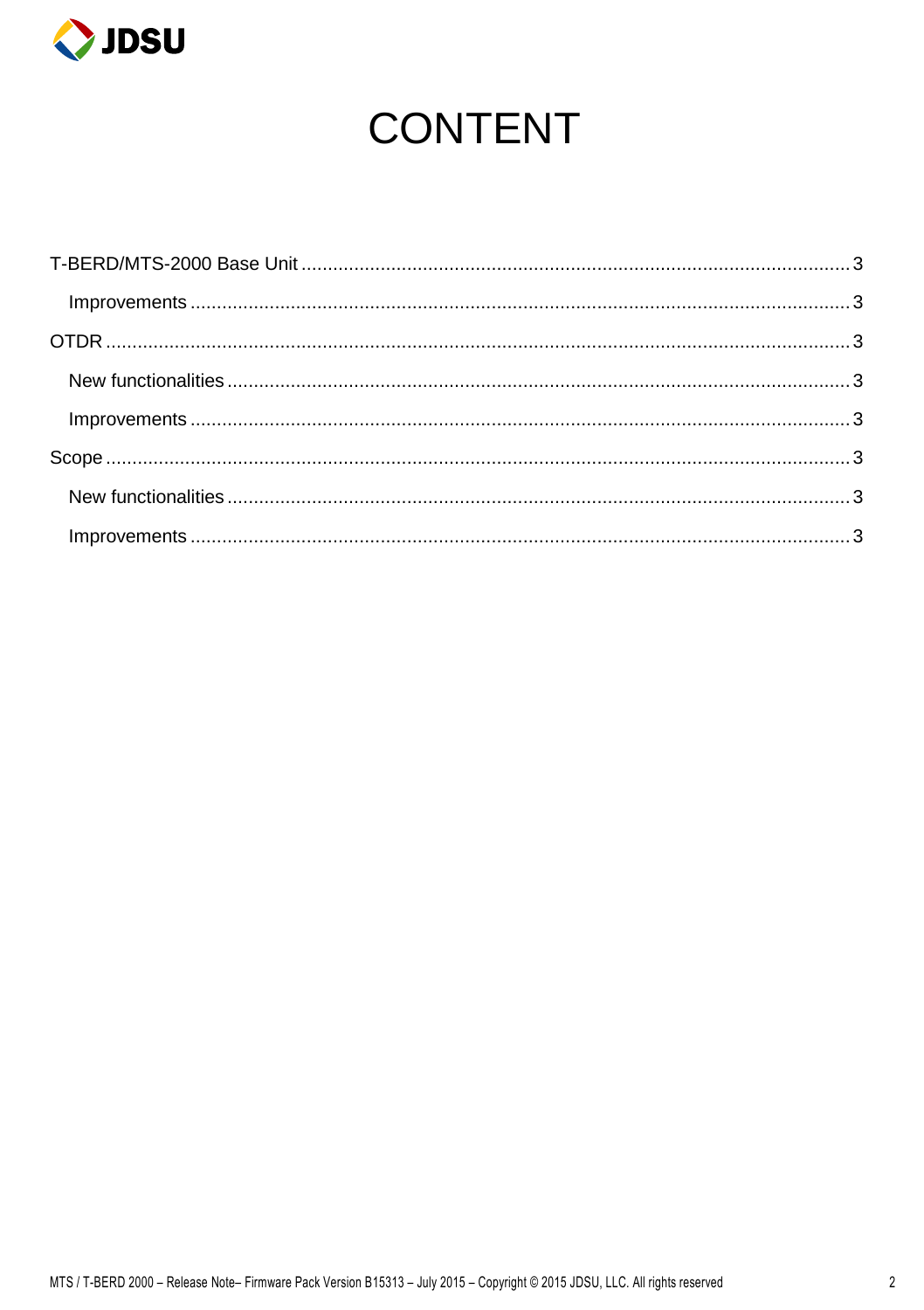# CONTENT

T-BERD/MTS-2000 Base Unit ........................................................ 3

- Improvements ........................................................ 3

OTDR ........................................................ 3

- New functionalities ........................................................ 3
- Improvements ........................................................ 3

Scope ........................................................ 3

- New functionalities ........................................................ 3
- Improvements ........................................................ 3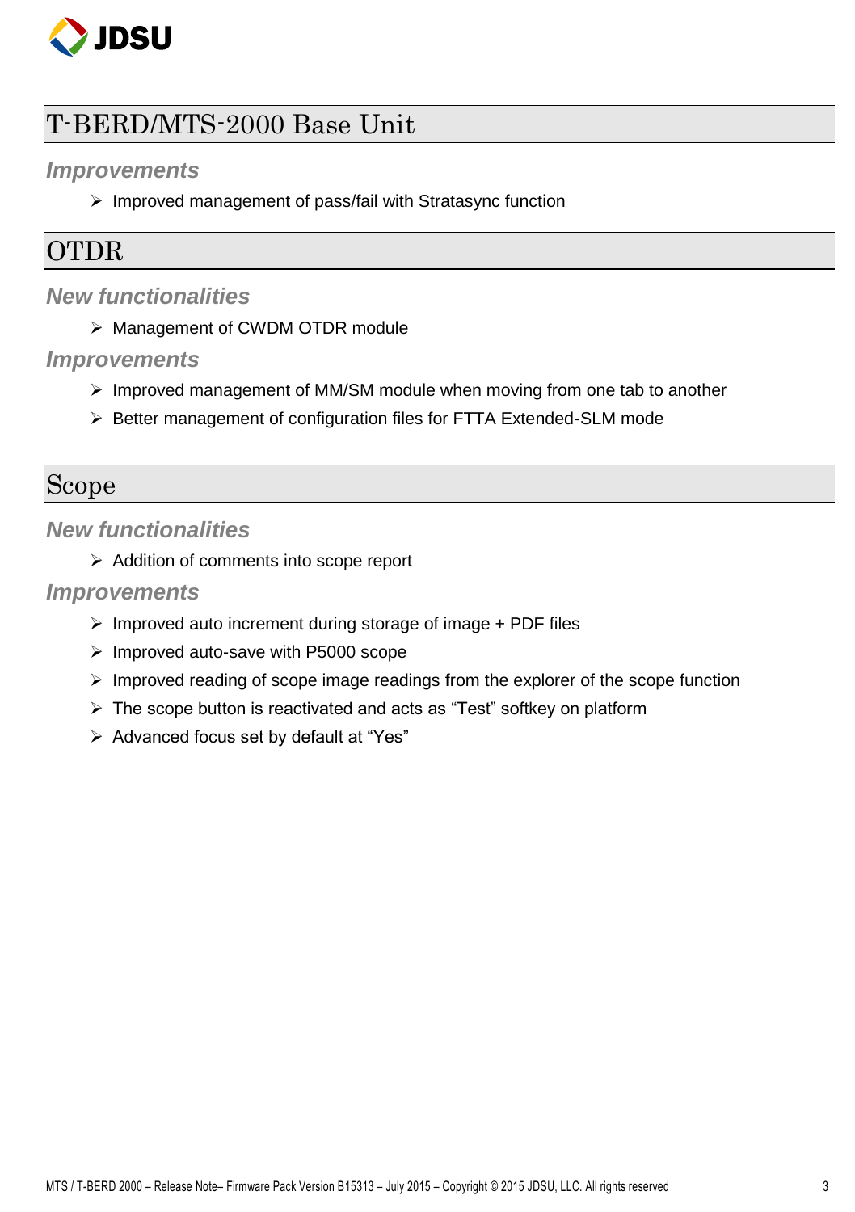## T-BERD/MTS-2000 Base Unit

### *Improvements*

- Improved management of pass/fail with Stratasync function

## OTDR

### *New functionalities*

- Management of CWDM OTDR module

### *Improvements*

- Improved management of MM/SM module when moving from one tab to another
- Better management of configuration files for FTTA Extended-SLM mode

## Scope

### *New functionalities*

- Addition of comments into scope report

### *Improvements*

- Improved auto increment during storage of image + PDF files
- Improved auto-save with P5000 scope
- Improved reading of scope image readings from the explorer of the scope function
- The scope button is reactivated and acts as “Test” softkey on platform
- Advanced focus set by default at “Yes”